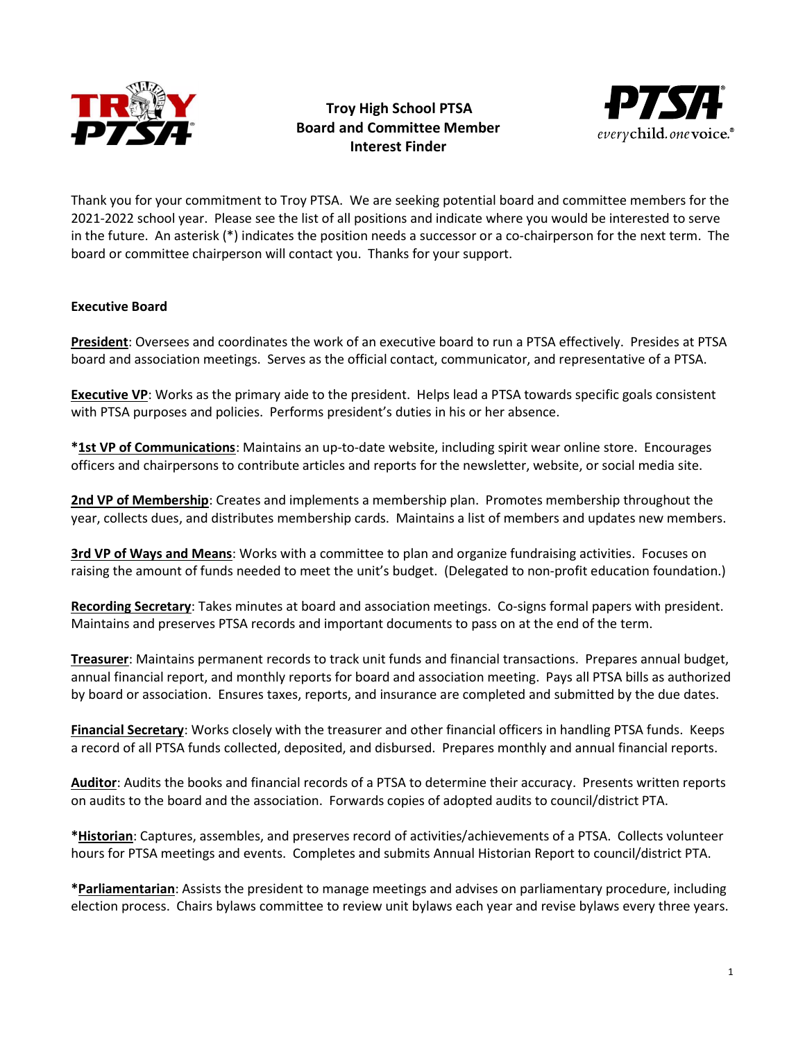# Troy High School PTSA
## Board and Committee Member Interest Finder

Thank you for your commitment to Troy PTSA. We are seeking potential board and committee members for the 2021-2022 school year. Please see the list of all positions and indicate where you would be interested to serve in the future. An asterisk (*) indicates the position needs a successor or a co-chairperson for the next term. The board or committee chairperson will contact you. Thanks for your support.

**Executive Board**

**President**: Oversees and coordinates the work of an executive board to run a PTSA effectively. Presides at PTSA board and association meetings. Serves as the official contact, communicator, and representative of a PTSA.

**Executive VP**: Works as the primary aide to the president. Helps lead a PTSA towards specific goals consistent with PTSA purposes and policies. Performs president's duties in his or her absence.

***1st VP of Communications**: Maintains an up-to-date website, including spirit wear online store. Encourages officers and chairpersons to contribute articles and reports for the newsletter, website, or social media site.

**2nd VP of Membership**: Creates and implements a membership plan. Promotes membership throughout the year, collects dues, and distributes membership cards. Maintains a list of members and updates new members.

**3rd VP of Ways and Means**: Works with a committee to plan and organize fundraising activities. Focuses on raising the amount of funds needed to meet the unit's budget. (Delegated to non-profit education foundation.)

**Recording Secretary**: Takes minutes at board and association meetings. Co-signs formal papers with president. Maintains and preserves PTSA records and important documents to pass on at the end of the term.

**Treasurer**: Maintains permanent records to track unit funds and financial transactions. Prepares annual budget, annual financial report, and monthly reports for board and association meeting. Pays all PTSA bills as authorized by board or association. Ensures taxes, reports, and insurance are completed and submitted by the due dates.

**Financial Secretary**: Works closely with the treasurer and other financial officers in handling PTSA funds. Keeps a record of all PTSA funds collected, deposited, and disbursed. Prepares monthly and annual financial reports.

**Auditor**: Audits the books and financial records of a PTSA to determine their accuracy. Presents written reports on audits to the board and the association. Forwards copies of adopted audits to council/district PTA.

***Historian**: Captures, assembles, and preserves record of activities/achievements of a PTSA. Collects volunteer hours for PTSA meetings and events. Completes and submits Annual Historian Report to council/district PTA.

***Parliamentarian**: Assists the president to manage meetings and advises on parliamentary procedure, including election process. Chairs bylaws committee to review unit bylaws each year and revise bylaws every three years.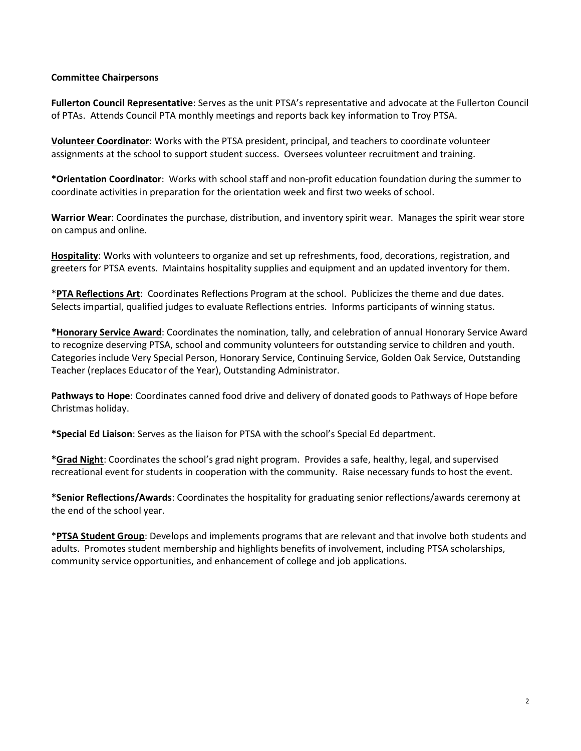**Committee Chairpersons**

**Fullerton Council Representative**: Serves as the unit PTSA's representative and advocate at the Fullerton Council of PTAs. Attends Council PTA monthly meetings and reports back key information to Troy PTSA.

**Volunteer Coordinator**: Works with the PTSA president, principal, and teachers to coordinate volunteer assignments at the school to support student success. Oversees volunteer recruitment and training.

***Orientation Coordinator**: Works with school staff and non-profit education foundation during the summer to coordinate activities in preparation for the orientation week and first two weeks of school.

**Warrior Wear**: Coordinates the purchase, distribution, and inventory spirit wear. Manages the spirit wear store on campus and online.

**Hospitality**: Works with volunteers to organize and set up refreshments, food, decorations, registration, and greeters for PTSA events. Maintains hospitality supplies and equipment and an updated inventory for them.

***PTA Reflections Art**: Coordinates Reflections Program at the school. Publicizes the theme and due dates. Selects impartial, qualified judges to evaluate Reflections entries. Informs participants of winning status.

***Honorary Service Award**: Coordinates the nomination, tally, and celebration of annual Honorary Service Award to recognize deserving PTSA, school and community volunteers for outstanding service to children and youth. Categories include Very Special Person, Honorary Service, Continuing Service, Golden Oak Service, Outstanding Teacher (replaces Educator of the Year), Outstanding Administrator.

**Pathways to Hope**: Coordinates canned food drive and delivery of donated goods to Pathways of Hope before Christmas holiday.

***Special Ed Liaison**: Serves as the liaison for PTSA with the school's Special Ed department.

***Grad Night**: Coordinates the school's grad night program. Provides a safe, healthy, legal, and supervised recreational event for students in cooperation with the community. Raise necessary funds to host the event.

***Senior Reflections/Awards**: Coordinates the hospitality for graduating senior reflections/awards ceremony at the end of the school year.

***PTSA Student Group**: Develops and implements programs that are relevant and that involve both students and adults. Promotes student membership and highlights benefits of involvement, including PTSA scholarships, community service opportunities, and enhancement of college and job applications.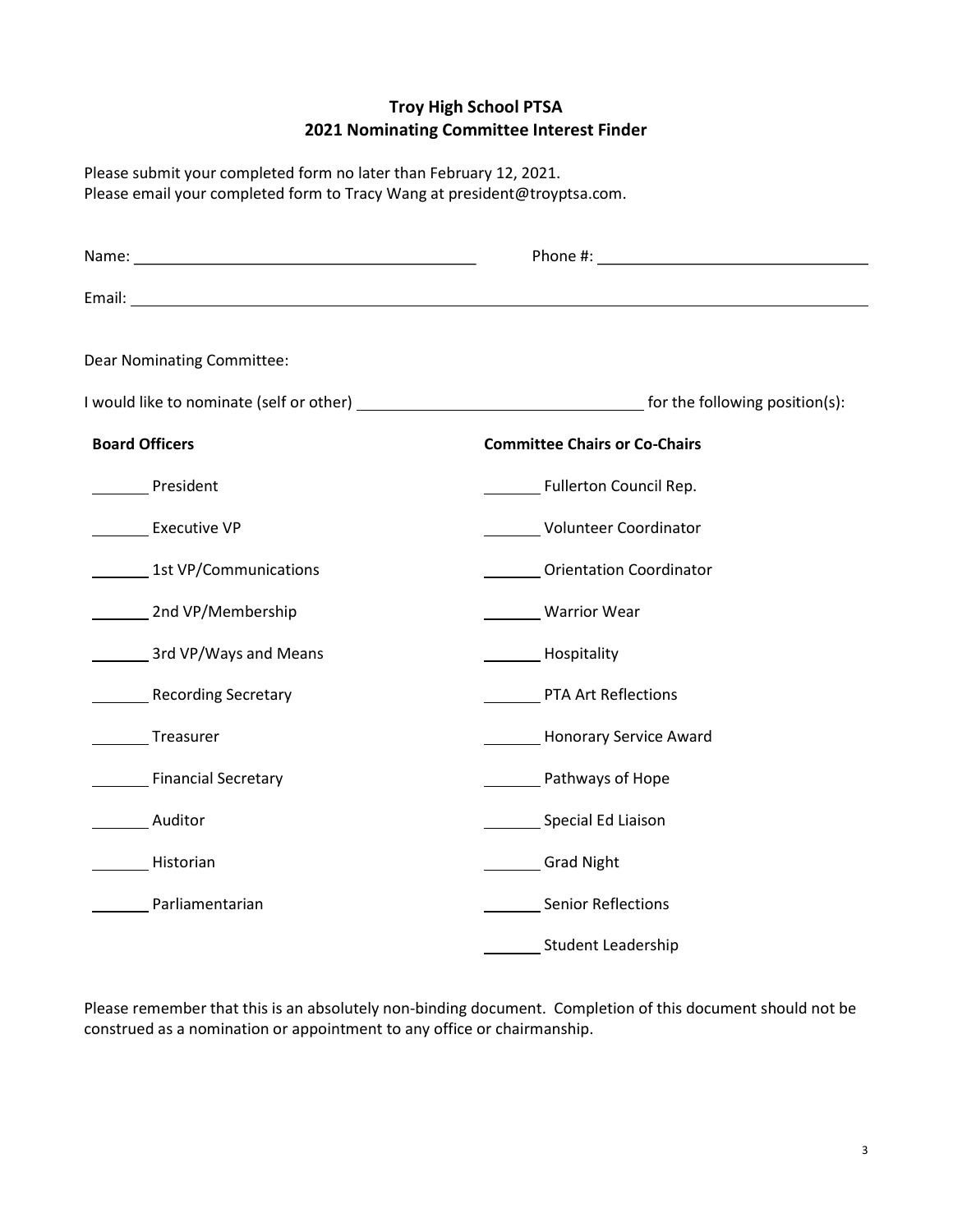## Troy High School PTSA
## 2021 Nominating Committee Interest Finder

Please submit your completed form no later than February 12, 2021.
Please email your completed form to Tracy Wang at president@troyptsa.com.

Name: ________________________________________ Phone #: ______________________________

Email: ____________________________________________________________________________

Dear Nominating Committee:

I would like to nominate (self or other) ________________________________ for the following position(s):

| Board Officers | Committee Chairs or Co-Chairs |
|---|---|
| _______ President | _______ Fullerton Council Rep. |
| _______ Executive VP | _______ Volunteer Coordinator |
| _______ 1st VP/Communications | _______ Orientation Coordinator |
| _______ 2nd VP/Membership | _______ Warrior Wear |
| _______ 3rd VP/Ways and Means | _______ Hospitality |
| _______ Recording Secretary | _______ PTA Art Reflections |
| _______ Treasurer | _______ Honorary Service Award |
| _______ Financial Secretary | _______ Pathways of Hope |
| _______ Auditor | _______ Special Ed Liaison |
| _______ Historian | _______ Grad Night |
| _______ Parliamentarian | _______ Senior Reflections |
| | _______ Student Leadership |

Please remember that this is an absolutely non-binding document. Completion of this document should not be construed as a nomination or appointment to any office or chairmanship.